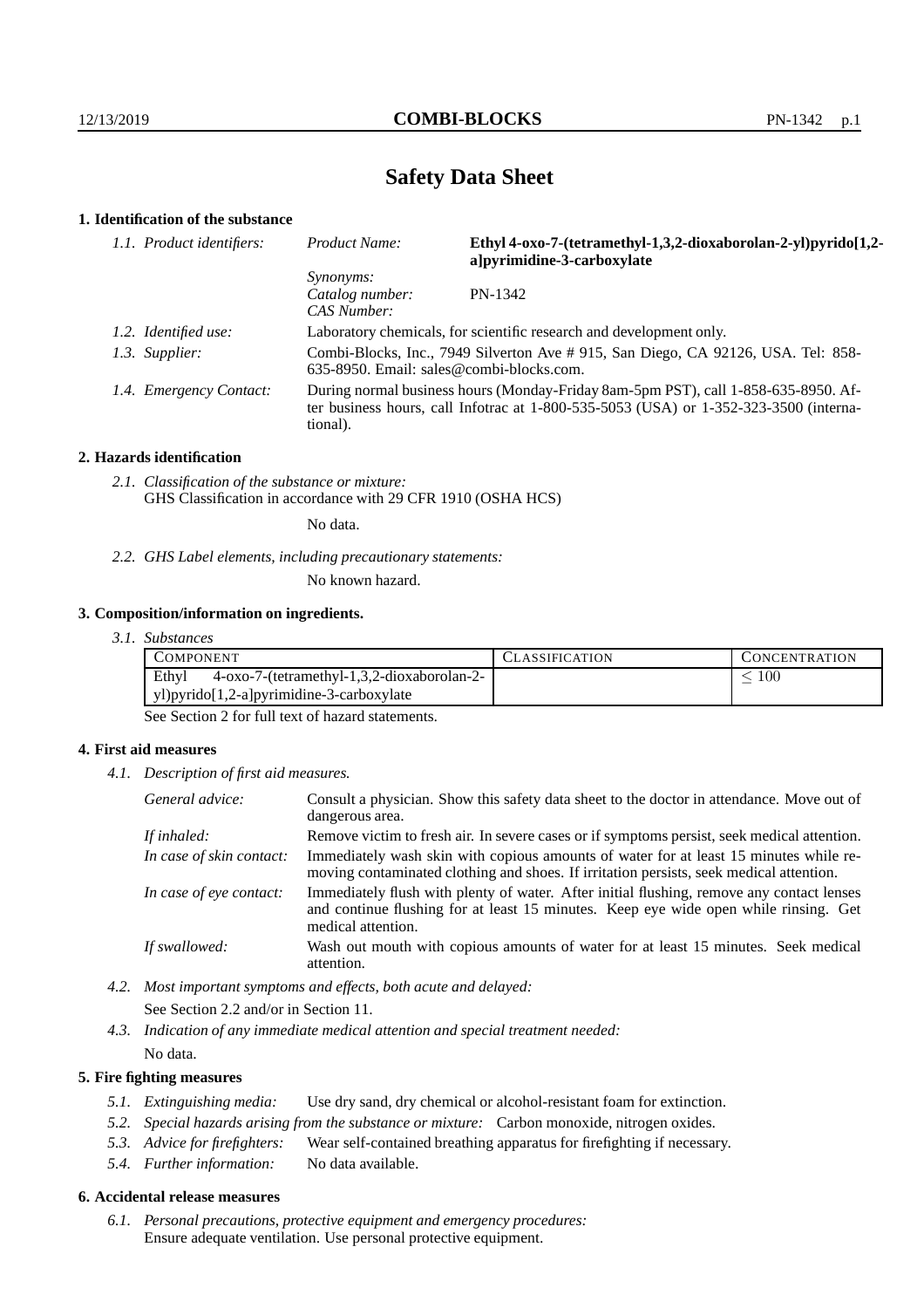# Safety Data Sheet

## 1. Identification of the substance

*1.1. Product identifiers:*

| | |
|---|---|
| *Product Name:* | **Ethyl 4-oxo-7-(tetramethyl-1,3,2-dioxaborolan-2-yl)pyrido[1,2-a]pyrimidine-3-carboxylate** |
| *Synonyms:* | |
| *Catalog number:* | PN-1342 |
| *CAS Number:* | |

*1.2. Identified use:* Laboratory chemicals, for scientific research and development only.

*1.3. Supplier:* Combi-Blocks, Inc., 7949 Silverton Ave # 915, San Diego, CA 92126, USA. Tel: 858-635-8950. Email: sales@combi-blocks.com.

*1.4. Emergency Contact:* During normal business hours (Monday-Friday 8am-5pm PST), call 1-858-635-8950. After business hours, call Infotrac at 1-800-535-5053 (USA) or 1-352-323-3500 (international).

## 2. Hazards identification

*2.1. Classification of the substance or mixture:*
GHS Classification in accordance with 29 CFR 1910 (OSHA HCS)

No data.

*2.2. GHS Label elements, including precautionary statements:*

No known hazard.

## 3. Composition/information on ingredients.

*3.1. Substances*

| COMPONENT | CLASSIFICATION | CONCENTRATION |
|---|---|---|
| Ethyl 4-oxo-7-(tetramethyl-1,3,2-dioxaborolan-2-yl)pyrido[1,2-a]pyrimidine-3-carboxylate | | $\leq 100$ |

See Section 2 for full text of hazard statements.

## 4. First aid measures

*4.1. Description of first aid measures.*

*General advice:* Consult a physician. Show this safety data sheet to the doctor in attendance. Move out of dangerous area.

*If inhaled:* Remove victim to fresh air. In severe cases or if symptoms persist, seek medical attention.

*In case of skin contact:* Immediately wash skin with copious amounts of water for at least 15 minutes while removing contaminated clothing and shoes. If irritation persists, seek medical attention.

*In case of eye contact:* Immediately flush with plenty of water. After initial flushing, remove any contact lenses and continue flushing for at least 15 minutes. Keep eye wide open while rinsing. Get medical attention.

*If swallowed:* Wash out mouth with copious amounts of water for at least 15 minutes. Seek medical attention.

*4.2. Most important symptoms and effects, both acute and delayed:*

See Section 2.2 and/or in Section 11.

*4.3. Indication of any immediate medical attention and special treatment needed:*

No data.

## 5. Fire fighting measures

*5.1. Extinguishing media:* Use dry sand, dry chemical or alcohol-resistant foam for extinction.

*5.2. Special hazards arising from the substance or mixture:* Carbon monoxide, nitrogen oxides.

*5.3. Advice for firefighters:* Wear self-contained breathing apparatus for firefighting if necessary.

*5.4. Further information:* No data available.

## 6. Accidental release measures

*6.1. Personal precautions, protective equipment and emergency procedures:*
Ensure adequate ventilation. Use personal protective equipment.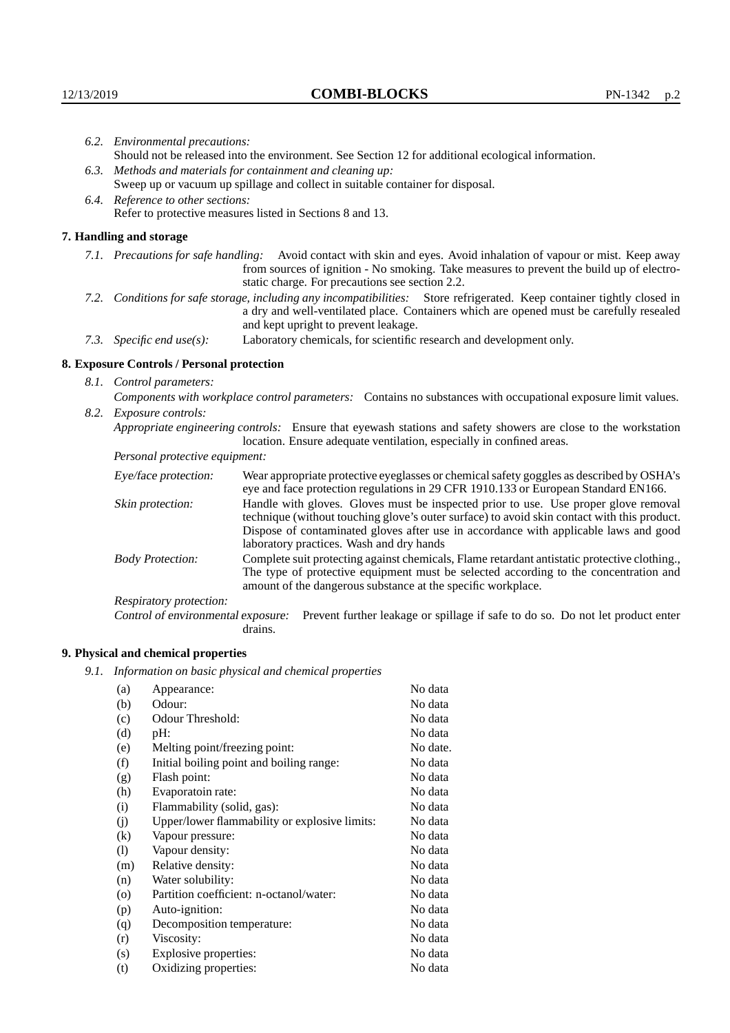*6.2. Environmental precautions:*
Should not be released into the environment. See Section 12 for additional ecological information.

*6.3. Methods and materials for containment and cleaning up:*
Sweep up or vacuum up spillage and collect in suitable container for disposal.

*6.4. Reference to other sections:*
Refer to protective measures listed in Sections 8 and 13.

## 7. Handling and storage

*7.1. Precautions for safe handling:* Avoid contact with skin and eyes. Avoid inhalation of vapour or mist. Keep away from sources of ignition - No smoking. Take measures to prevent the build up of electrostatic charge. For precautions see section 2.2.

*7.2. Conditions for safe storage, including any incompatibilities:* Store refrigerated. Keep container tightly closed in a dry and well-ventilated place. Containers which are opened must be carefully resealed and kept upright to prevent leakage.

*7.3. Specific end use(s):* Laboratory chemicals, for scientific research and development only.

## 8. Exposure Controls / Personal protection

*8.1. Control parameters:*

*Components with workplace control parameters:* Contains no substances with occupational exposure limit values.

*8.2. Exposure controls:*

*Appropriate engineering controls:* Ensure that eyewash stations and safety showers are close to the workstation location. Ensure adequate ventilation, especially in confined areas.

*Personal protective equipment:*

*Eye/face protection:* Wear appropriate protective eyeglasses or chemical safety goggles as described by OSHA's eye and face protection regulations in 29 CFR 1910.133 or European Standard EN166.

*Skin protection:* Handle with gloves. Gloves must be inspected prior to use. Use proper glove removal technique (without touching glove's outer surface) to avoid skin contact with this product. Dispose of contaminated gloves after use in accordance with applicable laws and good laboratory practices. Wash and dry hands

*Body Protection:* Complete suit protecting against chemicals, Flame retardant antistatic protective clothing., The type of protective equipment must be selected according to the concentration and amount of the dangerous substance at the specific workplace.

*Respiratory protection:*

*Control of environmental exposure:* Prevent further leakage or spillage if safe to do so. Do not let product enter drains.

## 9. Physical and chemical properties

*9.1. Information on basic physical and chemical properties*

| | | |
|---|---|---|
| (a) | Appearance: | No data |
| (b) | Odour: | No data |
| (c) | Odour Threshold: | No data |
| (d) | pH: | No data |
| (e) | Melting point/freezing point: | No date. |
| (f) | Initial boiling point and boiling range: | No data |
| (g) | Flash point: | No data |
| (h) | Evaporatoin rate: | No data |
| (i) | Flammability (solid, gas): | No data |
| (j) | Upper/lower flammability or explosive limits: | No data |
| (k) | Vapour pressure: | No data |
| (l) | Vapour density: | No data |
| (m) | Relative density: | No data |
| (n) | Water solubility: | No data |
| (o) | Partition coefficient: n-octanol/water: | No data |
| (p) | Auto-ignition: | No data |
| (q) | Decomposition temperature: | No data |
| (r) | Viscosity: | No data |
| (s) | Explosive properties: | No data |
| (t) | Oxidizing properties: | No data |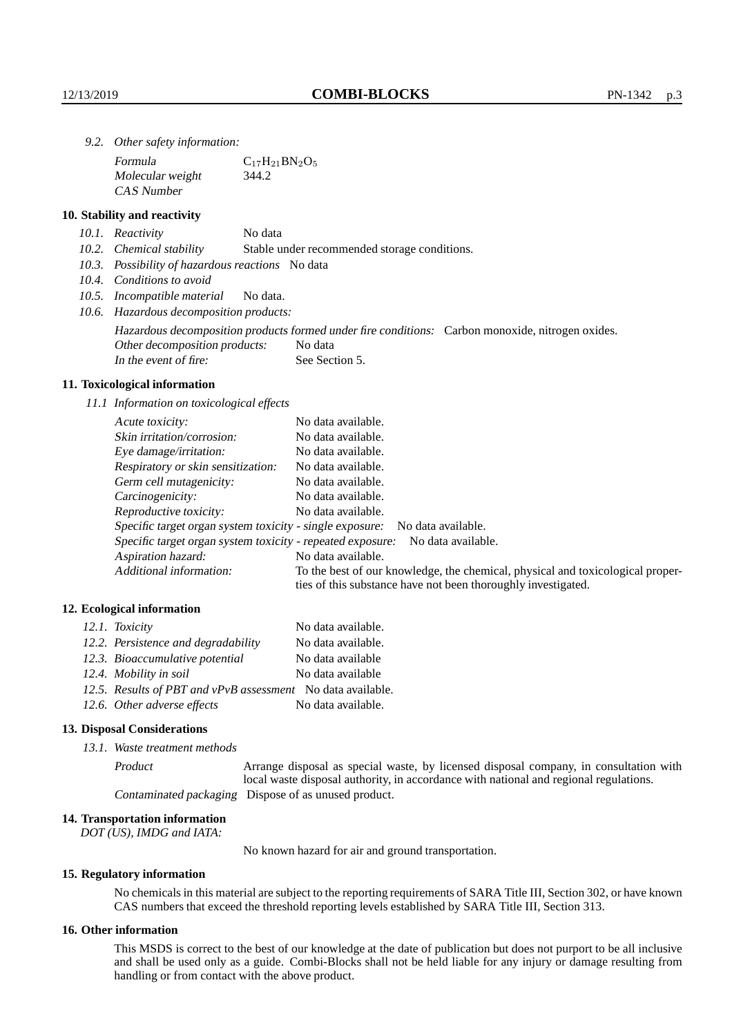*9.2. Other safety information:*

| | |
|---|---|
| *Formula* | $C_{17}H_{21}BN_2O_5$ |
| *Molecular weight* | 344.2 |
| *CAS Number* | |

## 10. Stability and reactivity

*10.1. Reactivity* No data

*10.2. Chemical stability* Stable under recommended storage conditions.

*10.3. Possibility of hazardous reactions* No data

*10.4. Conditions to avoid*

*10.5. Incompatible material* No data.

*10.6. Hazardous decomposition products:*

*Hazardous decomposition products formed under fire conditions:* Carbon monoxide, nitrogen oxides.

*Other decomposition products:* No data

*In the event of fire:* See Section 5.

## 11. Toxicological information

*11.1 Information on toxicological effects*

| | |
|---|---|
| *Acute toxicity:* | No data available. |
| *Skin irritation/corrosion:* | No data available. |
| *Eye damage/irritation:* | No data available. |
| *Respiratory or skin sensitization:* | No data available. |
| *Germ cell mutagenicity:* | No data available. |
| *Carcinogenicity:* | No data available. |
| *Reproductive toxicity:* | No data available. |
| *Specific target organ system toxicity - single exposure:* | No data available. |
| *Specific target organ system toxicity - repeated exposure:* | No data available. |
| *Aspiration hazard:* | No data available. |
| *Additional information:* | To the best of our knowledge, the chemical, physical and toxicological properties of this substance have not been thoroughly investigated. |

## 12. Ecological information

| | |
|---|---|
| *12.1. Toxicity* | No data available. |
| *12.2. Persistence and degradability* | No data available. |
| *12.3. Bioaccumulative potential* | No data available |
| *12.4. Mobility in soil* | No data available |
| *12.5. Results of PBT and vPvB assessment* | No data available. |
| *12.6. Other adverse effects* | No data available. |

## 13. Disposal Considerations

*13.1. Waste treatment methods*

*Product* Arrange disposal as special waste, by licensed disposal company, in consultation with local waste disposal authority, in accordance with national and regional regulations.

*Contaminated packaging* Dispose of as unused product.

## 14. Transportation information

*DOT (US), IMDG and IATA:*

No known hazard for air and ground transportation.

## 15. Regulatory information

No chemicals in this material are subject to the reporting requirements of SARA Title III, Section 302, or have known CAS numbers that exceed the threshold reporting levels established by SARA Title III, Section 313.

## 16. Other information

This MSDS is correct to the best of our knowledge at the date of publication but does not purport to be all inclusive and shall be used only as a guide. Combi-Blocks shall not be held liable for any injury or damage resulting from handling or from contact with the above product.